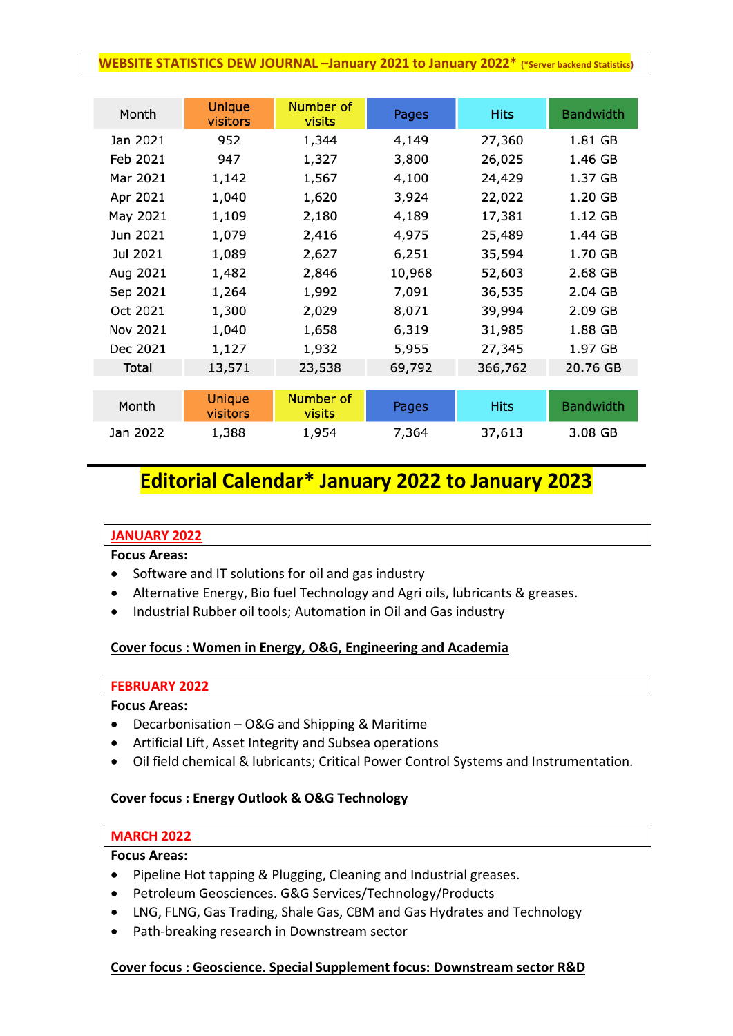**WEBSITE STATISTICS DEW JOURNAL –January 2021 to January 2022*** (*Server backend Statistics)

| Month | Unique visitors | Number of visits | Pages | Hits | Bandwidth |
|---|---|---|---|---|---|
| Jan 2021 | 952 | 1,344 | 4,149 | 27,360 | 1.81 GB |
| Feb 2021 | 947 | 1,327 | 3,800 | 26,025 | 1.46 GB |
| Mar 2021 | 1,142 | 1,567 | 4,100 | 24,429 | 1.37 GB |
| Apr 2021 | 1,040 | 1,620 | 3,924 | 22,022 | 1.20 GB |
| May 2021 | 1,109 | 2,180 | 4,189 | 17,381 | 1.12 GB |
| Jun 2021 | 1,079 | 2,416 | 4,975 | 25,489 | 1.44 GB |
| Jul 2021 | 1,089 | 2,627 | 6,251 | 35,594 | 1.70 GB |
| Aug 2021 | 1,482 | 2,846 | 10,968 | 52,603 | 2.68 GB |
| Sep 2021 | 1,264 | 1,992 | 7,091 | 36,535 | 2.04 GB |
| Oct 2021 | 1,300 | 2,029 | 8,071 | 39,994 | 2.09 GB |
| Nov 2021 | 1,040 | 1,658 | 6,319 | 31,985 | 1.88 GB |
| Dec 2021 | 1,127 | 1,932 | 5,955 | 27,345 | 1.97 GB |
| Total | 13,571 | 23,538 | 69,792 | 366,762 | 20.76 GB |

| Month | Unique visitors | Number of visits | Pages | Hits | Bandwidth |
|---|---|---|---|---|---|
| Jan 2022 | 1,388 | 1,954 | 7,364 | 37,613 | 3.08 GB |

# Editorial Calendar* January 2022 to January 2023

## JANUARY 2022

**Focus Areas:**

- Software and IT solutions for oil and gas industry
- Alternative Energy, Bio fuel Technology and Agri oils, lubricants & greases.
- Industrial Rubber oil tools; Automation in Oil and Gas industry

**Cover focus : Women in Energy, O&G, Engineering and Academia**

## FEBRUARY 2022

**Focus Areas:**

- Decarbonisation – O&G and Shipping & Maritime
- Artificial Lift, Asset Integrity and Subsea operations
- Oil field chemical & lubricants; Critical Power Control Systems and Instrumentation.

**Cover focus : Energy Outlook & O&G Technology**

## MARCH 2022

**Focus Areas:**

- Pipeline Hot tapping & Plugging, Cleaning and Industrial greases.
- Petroleum Geosciences. G&G Services/Technology/Products
- LNG, FLNG, Gas Trading, Shale Gas, CBM and Gas Hydrates and Technology
- Path-breaking research in Downstream sector

**Cover focus : Geoscience. Special Supplement focus: Downstream sector R&D**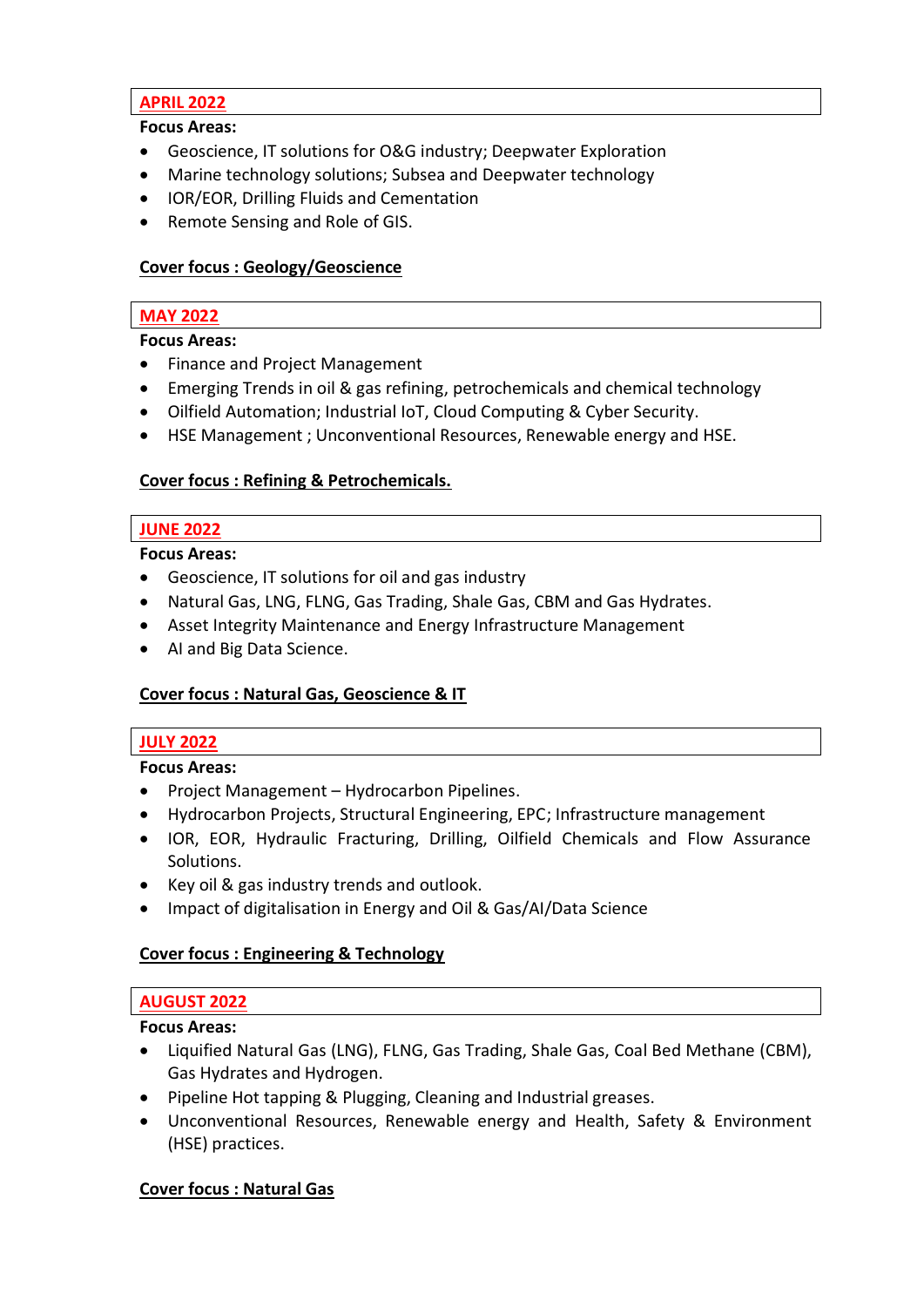## APRIL 2022

**Focus Areas:**

- Geoscience, IT solutions for O&G industry; Deepwater Exploration
- Marine technology solutions; Subsea and Deepwater technology
- IOR/EOR, Drilling Fluids and Cementation
- Remote Sensing and Role of GIS.

**Cover focus : Geology/Geoscience**

## MAY 2022

**Focus Areas:**

- Finance and Project Management
- Emerging Trends in oil & gas refining, petrochemicals and chemical technology
- Oilfield Automation; Industrial IoT, Cloud Computing & Cyber Security.
- HSE Management ; Unconventional Resources, Renewable energy and HSE.

**Cover focus : Refining & Petrochemicals.**

## JUNE 2022

**Focus Areas:**

- Geoscience, IT solutions for oil and gas industry
- Natural Gas, LNG, FLNG, Gas Trading, Shale Gas, CBM and Gas Hydrates.
- Asset Integrity Maintenance and Energy Infrastructure Management
- AI and Big Data Science.

**Cover focus : Natural Gas, Geoscience & IT**

## JULY 2022

**Focus Areas:**

- Project Management – Hydrocarbon Pipelines.
- Hydrocarbon Projects, Structural Engineering, EPC; Infrastructure management
- IOR, EOR, Hydraulic Fracturing, Drilling, Oilfield Chemicals and Flow Assurance Solutions.
- Key oil & gas industry trends and outlook.
- Impact of digitalisation in Energy and Oil & Gas/AI/Data Science

**Cover focus : Engineering & Technology**

## AUGUST 2022

**Focus Areas:**

- Liquified Natural Gas (LNG), FLNG, Gas Trading, Shale Gas, Coal Bed Methane (CBM), Gas Hydrates and Hydrogen.
- Pipeline Hot tapping & Plugging, Cleaning and Industrial greases.
- Unconventional Resources, Renewable energy and Health, Safety & Environment (HSE) practices.

**Cover focus : Natural Gas**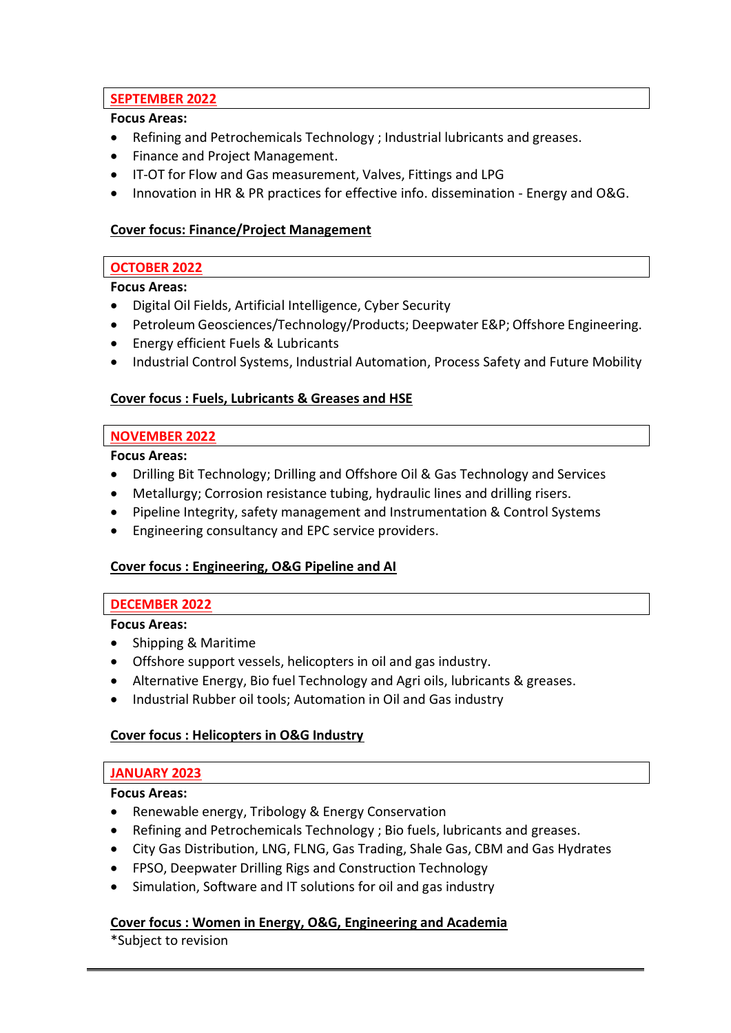## SEPTEMBER 2022

**Focus Areas:**

- Refining and Petrochemicals Technology ; Industrial lubricants and greases.
- Finance and Project Management.
- IT-OT for Flow and Gas measurement, Valves, Fittings and LPG
- Innovation in HR & PR practices for effective info. dissemination - Energy and O&G.

**Cover focus: Finance/Project Management**

## OCTOBER 2022

**Focus Areas:**

- Digital Oil Fields, Artificial Intelligence, Cyber Security
- Petroleum Geosciences/Technology/Products; Deepwater E&P; Offshore Engineering.
- Energy efficient Fuels & Lubricants
- Industrial Control Systems, Industrial Automation, Process Safety and Future Mobility

**Cover focus : Fuels, Lubricants & Greases and HSE**

## NOVEMBER 2022

**Focus Areas:**

- Drilling Bit Technology; Drilling and Offshore Oil & Gas Technology and Services
- Metallurgy; Corrosion resistance tubing, hydraulic lines and drilling risers.
- Pipeline Integrity, safety management and Instrumentation & Control Systems
- Engineering consultancy and EPC service providers.

**Cover focus : Engineering, O&G Pipeline and AI**

## DECEMBER 2022

**Focus Areas:**

- Shipping & Maritime
- Offshore support vessels, helicopters in oil and gas industry.
- Alternative Energy, Bio fuel Technology and Agri oils, lubricants & greases.
- Industrial Rubber oil tools; Automation in Oil and Gas industry

**Cover focus : Helicopters in O&G Industry**

## JANUARY 2023

**Focus Areas:**

- Renewable energy, Tribology & Energy Conservation
- Refining and Petrochemicals Technology ; Bio fuels, lubricants and greases.
- City Gas Distribution, LNG, FLNG, Gas Trading, Shale Gas, CBM and Gas Hydrates
- FPSO, Deepwater Drilling Rigs and Construction Technology
- Simulation, Software and IT solutions for oil and gas industry

**Cover focus : Women in Energy, O&G, Engineering and Academia**

*Subject to revision